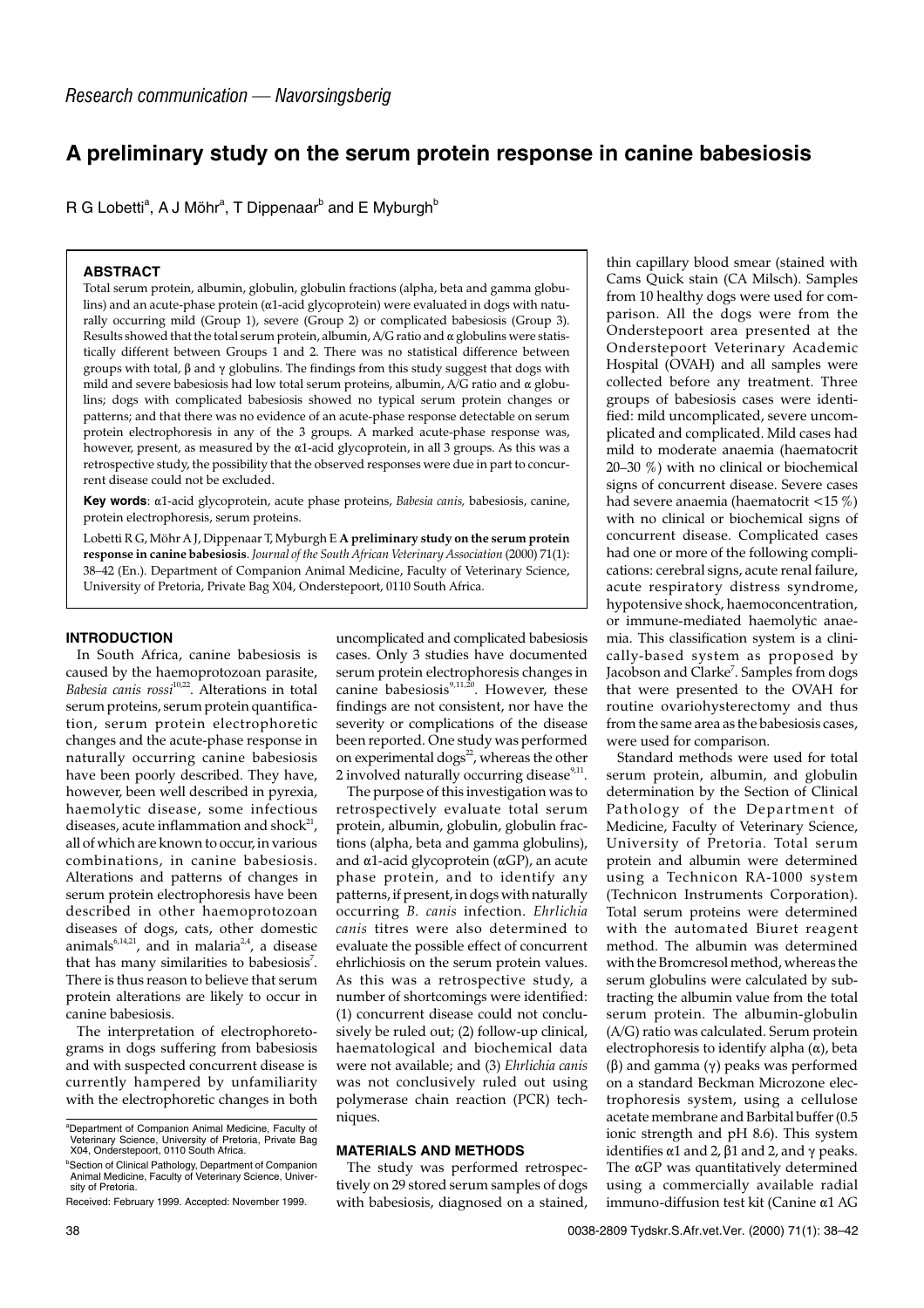*Research communication — Navorsingsberig*

# A preliminary study on the serum protein response in canine babesiosis

R G Lobetti[a], A J Möhr[a], T Dippenaar[b] and E Myburgh[b]

## ABSTRACT

Total serum protein, albumin, globulin, globulin fractions (alpha, beta and gamma globulins) and an acute-phase protein (α1-acid glycoprotein) were evaluated in dogs with naturally occurring mild (Group 1), severe (Group 2) or complicated babesiosis (Group 3). Results showed that the total serum protein, albumin, A/G ratio and α globulins were statistically different between Groups 1 and 2. There was no statistical difference between groups with total, β and γ globulins. The findings from this study suggest that dogs with mild and severe babesiosis had low total serum proteins, albumin, A/G ratio and α globulins; dogs with complicated babesiosis showed no typical serum protein changes or patterns; and that there was no evidence of an acute-phase response detectable on serum protein electrophoresis in any of the 3 groups. A marked acute-phase response was, however, present, as measured by the α1-acid glycoprotein, in all 3 groups. As this was a retrospective study, the possibility that the observed responses were due in part to concurrent disease could not be excluded.

**Key words**: α1-acid glycoprotein, acute phase proteins, *Babesia canis,* babesiosis, canine, protein electrophoresis, serum proteins.

Lobetti R G, Möhr A J, Dippenaar T, Myburgh E **A preliminary study on the serum protein response in canine babesiosis**. *Journal of the South African Veterinary Association* (2000) 71(1): 38–42 (En.). Department of Companion Animal Medicine, Faculty of Veterinary Science, University of Pretoria, Private Bag X04, Onderstepoort, 0110 South Africa.

## INTRODUCTION

In South Africa, canine babesiosis is caused by the haemoprotozoan parasite, *Babesia canis rossi*[10,22]. Alterations in total serum proteins, serum protein quantification, serum protein electrophoretic changes and the acute-phase response in naturally occurring canine babesiosis have been poorly described. They have, however, been well described in pyrexia, haemolytic disease, some infectious diseases, acute inflammation and shock[21], all of which are known to occur, in various combinations, in canine babesiosis. Alterations and patterns of changes in serum protein electrophoresis have been described in other haemoprotozoan diseases of dogs, cats, other domestic animals[6,14,21], and in malaria[2,4], a disease that has many similarities to babesiosis[7]. There is thus reason to believe that serum protein alterations are likely to occur in canine babesiosis.

The interpretation of electrophoretograms in dogs suffering from babesiosis and with suspected concurrent disease is currently hampered by unfamiliarity with the electrophoretic changes in both uncomplicated and complicated babesiosis cases. Only 3 studies have documented serum protein electrophoresis changes in canine babesiosis[9,11,20]. However, these findings are not consistent, nor have the severity or complications of the disease been reported. One study was performed on experimental dogs[22], whereas the other 2 involved naturally occurring disease[9,11].

The purpose of this investigation was to retrospectively evaluate total serum protein, albumin, globulin, globulin fractions (alpha, beta and gamma globulins), and α1-acid glycoprotein (αGP), an acute phase protein, and to identify any patterns, if present, in dogs with naturally occurring *B. canis* infection. *Ehrlichia canis* titres were also determined to evaluate the possible effect of concurrent ehrlichiosis on the serum protein values. As this was a retrospective study, a number of shortcomings were identified: (1) concurrent disease could not conclusively be ruled out; (2) follow-up clinical, haematological and biochemical data were not available; and (3) *Ehrlichia canis* was not conclusively ruled out using polymerase chain reaction (PCR) techniques.

## MATERIALS AND METHODS

The study was performed retrospectively on 29 stored serum samples of dogs with babesiosis, diagnosed on a stained, thin capillary blood smear (stained with Cams Quick stain (CA Milsch). Samples from 10 healthy dogs were used for comparison. All the dogs were from the Onderstepoort area presented at the Onderstepoort Veterinary Academic Hospital (OVAH) and all samples were collected before any treatment. Three groups of babesiosis cases were identified: mild uncomplicated, severe uncomplicated and complicated. Mild cases had mild to moderate anaemia (haematocrit 20–30 %) with no clinical or biochemical signs of concurrent disease. Severe cases had severe anaemia (haematocrit <15 %) with no clinical or biochemical signs of concurrent disease. Complicated cases had one or more of the following complications: cerebral signs, acute renal failure, acute respiratory distress syndrome, hypotensive shock, haemoconcentration, or immune-mediated haemolytic anaemia. This classification system is a clinically-based system as proposed by Jacobson and Clarke[7]. Samples from dogs that were presented to the OVAH for routine ovariohysterectomy and thus from the same area as the babesiosis cases, were used for comparison.

Standard methods were used for total serum protein, albumin, and globulin determination by the Section of Clinical Pathology of the Department of Medicine, Faculty of Veterinary Science, University of Pretoria. Total serum protein and albumin were determined using a Technicon RA-1000 system (Technicon Instruments Corporation). Total serum proteins were determined with the automated Biuret reagent method. The albumin was determined with the Bromcresol method, whereas the serum globulins were calculated by subtracting the albumin value from the total serum protein. The albumin-globulin (A/G) ratio was calculated. Serum protein electrophoresis to identify alpha (α), beta (β) and gamma (γ) peaks was performed on a standard Beckman Microzone electrophoresis system, using a cellulose acetate membrane and Barbital buffer (0.5 ionic strength and pH 8.6). This system identifies α1 and 2, β1 and 2, and γ peaks. The αGP was quantitatively determined using a commercially available radial immuno-diffusion test kit (Canine α1 AG

[a]Department of Companion Animal Medicine, Faculty of Veterinary Science, University of Pretoria, Private Bag X04, Onderstepoort, 0110 South Africa.

[b]Section of Clinical Pathology, Department of Companion Animal Medicine, Faculty of Veterinary Science, University of Pretoria.

Received: February 1999. Accepted: November 1999.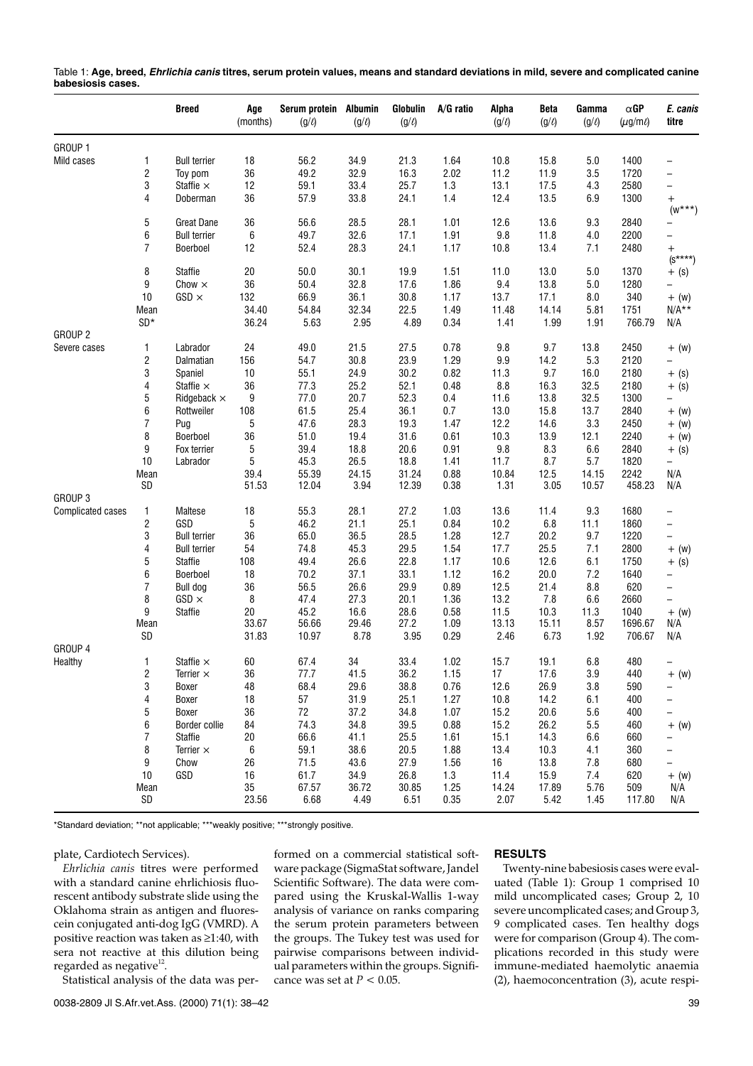Table 1: **Age, breed, *Ehrlichia canis* titres, serum protein values, means and standard deviations in mild, severe and complicated canine babesiosis cases.**

| | | Breed | Age (months) | Serum protein (g/ℓ) | Albumin (g/ℓ) | Globulin (g/ℓ) | A/G ratio | Alpha (g/ℓ) | Beta (g/ℓ) | Gamma (g/ℓ) | αGP (μg/mℓ) | *E. canis* titre |
|---|---|---|---|---|---|---|---|---|---|---|---|---|
| GROUP 1 | | | | | | | | | | | | |
| Mild cases | 1 | Bull terrier | 18 | 56.2 | 34.9 | 21.3 | 1.64 | 10.8 | 15.8 | 5.0 | 1400 | – |
| | 2 | Toy pom | 36 | 49.2 | 32.9 | 16.3 | 2.02 | 11.2 | 11.9 | 3.5 | 1720 | – |
| | 3 | Staffie × | 12 | 59.1 | 33.4 | 25.7 | 1.3 | 13.1 | 17.5 | 4.3 | 2580 | – |
| | 4 | Doberman | 36 | 57.9 | 33.8 | 24.1 | 1.4 | 12.4 | 13.5 | 6.9 | 1300 | + (w***) |
| | 5 | Great Dane | 36 | 56.6 | 28.5 | 28.1 | 1.01 | 12.6 | 13.6 | 9.3 | 2840 | – |
| | 6 | Bull terrier | 6 | 49.7 | 32.6 | 17.1 | 1.91 | 9.8 | 11.8 | 4.0 | 2200 | – |
| | 7 | Boerboel | 12 | 52.4 | 28.3 | 24.1 | 1.17 | 10.8 | 13.4 | 7.1 | 2480 | + (s****) |
| | 8 | Staffie | 20 | 50.0 | 30.1 | 19.9 | 1.51 | 11.0 | 13.0 | 5.0 | 1370 | + (s) |
| | 9 | Chow × | 36 | 50.4 | 32.8 | 17.6 | 1.86 | 9.4 | 13.8 | 5.0 | 1280 | – |
| | 10 | GSD × | 132 | 66.9 | 36.1 | 30.8 | 1.17 | 13.7 | 17.1 | 8.0 | 340 | + (w) |
| | Mean | | 34.40 | 54.84 | 32.34 | 22.5 | 1.49 | 11.48 | 14.14 | 5.81 | 1751 | N/A** |
| | SD* | | 36.24 | 5.63 | 2.95 | 4.89 | 0.34 | 1.41 | 1.99 | 1.91 | 766.79 | N/A |
| GROUP 2 | | | | | | | | | | | | |
| Severe cases | 1 | Labrador | 24 | 49.0 | 21.5 | 27.5 | 0.78 | 9.8 | 9.7 | 13.8 | 2450 | + (w) |
| | 2 | Dalmatian | 156 | 54.7 | 30.8 | 23.9 | 1.29 | 9.9 | 14.2 | 5.3 | 2120 | – |
| | 3 | Spaniel | 10 | 55.1 | 24.9 | 30.2 | 0.82 | 11.3 | 9.7 | 16.0 | 2180 | + (s) |
| | 4 | Staffie × | 36 | 77.3 | 25.2 | 52.1 | 0.48 | 8.8 | 16.3 | 32.5 | 2180 | + (s) |
| | 5 | Ridgeback × | 9 | 77.0 | 20.7 | 52.3 | 0.4 | 11.6 | 13.8 | 32.5 | 1300 | – |
| | 6 | Rottweiler | 108 | 61.5 | 25.4 | 36.1 | 0.7 | 13.0 | 15.8 | 13.7 | 2840 | + (w) |
| | 7 | Pug | 5 | 47.6 | 28.3 | 19.3 | 1.47 | 12.2 | 14.6 | 3.3 | 2450 | + (w) |
| | 8 | Boerboel | 36 | 51.0 | 19.4 | 31.6 | 0.61 | 10.3 | 13.9 | 12.1 | 2240 | + (w) |
| | 9 | Fox terrier | 5 | 39.4 | 18.8 | 20.6 | 0.91 | 9.8 | 8.3 | 6.6 | 2840 | + (s) |
| | 10 | Labrador | 5 | 45.3 | 26.5 | 18.8 | 1.41 | 11.7 | 8.7 | 5.7 | 1820 | – |
| | Mean | | 39.4 | 55.39 | 24.15 | 31.24 | 0.88 | 10.84 | 12.5 | 14.15 | 2242 | N/A |
| | SD | | 51.53 | 12.04 | 3.94 | 12.39 | 0.38 | 1.31 | 3.05 | 10.57 | 458.23 | N/A |
| GROUP 3 | | | | | | | | | | | | |
| Complicated cases | 1 | Maltese | 18 | 55.3 | 28.1 | 27.2 | 1.03 | 13.6 | 11.4 | 9.3 | 1680 | – |
| | 2 | GSD | 5 | 46.2 | 21.1 | 25.1 | 0.84 | 10.2 | 6.8 | 11.1 | 1860 | – |
| | 3 | Bull terrier | 36 | 65.0 | 36.5 | 28.5 | 1.28 | 12.7 | 20.2 | 9.7 | 1220 | – |
| | 4 | Bull terrier | 54 | 74.8 | 45.3 | 29.5 | 1.54 | 17.7 | 25.5 | 7.1 | 2800 | + (w) |
| | 5 | Staffie | 108 | 49.4 | 26.6 | 22.8 | 1.17 | 10.6 | 12.6 | 6.1 | 1750 | + (s) |
| | 6 | Boerboel | 18 | 70.2 | 37.1 | 33.1 | 1.12 | 16.2 | 20.0 | 7.2 | 1640 | – |
| | 7 | Bull dog | 36 | 56.5 | 26.6 | 29.9 | 0.89 | 12.5 | 21.4 | 8.8 | 620 | – |
| | 8 | GSD × | 8 | 47.4 | 27.3 | 20.1 | 1.36 | 13.2 | 7.8 | 6.6 | 2660 | – |
| | 9 | Staffie | 20 | 45.2 | 16.6 | 28.6 | 0.58 | 11.5 | 10.3 | 11.3 | 1040 | + (w) |
| | Mean | | 33.67 | 56.66 | 29.46 | 27.2 | 1.09 | 13.13 | 15.11 | 8.57 | 1696.67 | N/A |
| | SD | | 31.83 | 10.97 | 8.78 | 3.95 | 0.29 | 2.46 | 6.73 | 1.92 | 706.67 | N/A |
| GROUP 4 | | | | | | | | | | | | |
| Healthy | 1 | Staffie × | 60 | 67.4 | 34 | 33.4 | 1.02 | 15.7 | 19.1 | 6.8 | 480 | – |
| | 2 | Terrier × | 36 | 77.7 | 41.5 | 36.2 | 1.15 | 17 | 17.6 | 3.9 | 440 | + (w) |
| | 3 | Boxer | 48 | 68.4 | 29.6 | 38.8 | 0.76 | 12.6 | 26.9 | 3.8 | 590 | – |
| | 4 | Boxer | 18 | 57 | 31.9 | 25.1 | 1.27 | 10.8 | 14.2 | 6.1 | 400 | – |
| | 5 | Boxer | 36 | 72 | 37.2 | 34.8 | 1.07 | 15.2 | 20.6 | 5.6 | 400 | – |
| | 6 | Border collie | 84 | 74.3 | 34.8 | 39.5 | 0.88 | 15.2 | 26.2 | 5.5 | 460 | + (w) |
| | 7 | Staffie | 20 | 66.6 | 41.1 | 25.5 | 1.61 | 15.1 | 14.3 | 6.6 | 660 | – |
| | 8 | Terrier × | 6 | 59.1 | 38.6 | 20.5 | 1.88 | 13.4 | 10.3 | 4.1 | 360 | – |
| | 9 | Chow | 26 | 71.5 | 43.6 | 27.9 | 1.56 | 16 | 13.8 | 7.8 | 680 | – |
| | 10 | GSD | 16 | 61.7 | 34.9 | 26.8 | 1.3 | 11.4 | 15.9 | 7.4 | 620 | + (w) |
| | Mean | | 35 | 67.57 | 36.72 | 30.85 | 1.25 | 14.24 | 17.89 | 5.76 | 509 | N/A |
| | SD | | 23.56 | 6.68 | 4.49 | 6.51 | 0.35 | 2.07 | 5.42 | 1.45 | 117.80 | N/A |

*Standard deviation; **not applicable; ***weakly positive; ***strongly positive.

plate, Cardiotech Services).

*Ehrlichia canis* titres were performed with a standard canine ehrlichiosis fluorescent antibody substrate slide using the Oklahoma strain as antigen and fluorescein conjugated anti-dog IgG (VMRD). A positive reaction was taken as ≥1:40, with sera not reactive at this dilution being regarded as negative[12].

Statistical analysis of the data was performed on a commercial statistical software package (SigmaStat software, Jandel Scientific Software). The data were compared using the Kruskal-Wallis 1-way analysis of variance on ranks comparing the serum protein parameters between the groups. The Tukey test was used for pairwise comparisons between individual parameters within the groups. Significance was set at $P < 0.05$.

## RESULTS

Twenty-nine babesiosis cases were evaluated (Table 1): Group 1 comprised 10 mild uncomplicated cases; Group 2, 10 severe uncomplicated cases; and Group 3, 9 complicated cases. Ten healthy dogs were for comparison (Group 4). The complications recorded in this study were immune-mediated haemolytic anaemia (2), haemoconcentration (3), acute respi-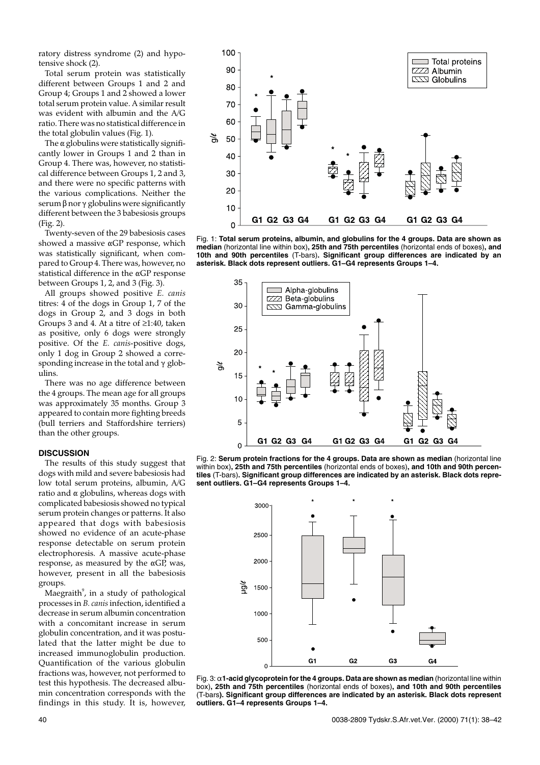ratory distress syndrome (2) and hypotensive shock (2).

Total serum protein was statistically different between Groups 1 and 2 and Group 4; Groups 1 and 2 showed a lower total serum protein value. A similar result was evident with albumin and the A/G ratio. There was no statistical difference in the total globulin values (Fig. 1).

The α globulins were statistically significantly lower in Groups 1 and 2 than in Group 4. There was, however, no statistical difference between Groups 1, 2 and 3, and there were no specific patterns with the various complications. Neither the serum β nor γ globulins were significantly different between the 3 babesiosis groups (Fig. 2).

Twenty-seven of the 29 babesiosis cases showed a massive αGP response, which was statistically significant, when compared to Group 4. There was, however, no statistical difference in the αGP response between Groups 1, 2, and 3 (Fig. 3).

All groups showed positive *E. canis* titres: 4 of the dogs in Group 1, 7 of the dogs in Group 2, and 3 dogs in both Groups 3 and 4. At a titre of ≥1:40, taken as positive, only 6 dogs were strongly positive. Of the *E. canis*-positive dogs, only 1 dog in Group 2 showed a corresponding increase in the total and γ globulins.

There was no age difference between the 4 groups. The mean age for all groups was approximately 35 months. Group 3 appeared to contain more fighting breeds (bull terriers and Staffordshire terriers) than the other groups.

## DISCUSSION

The results of this study suggest that dogs with mild and severe babesiosis had low total serum proteins, albumin, A/G ratio and α globulins, whereas dogs with complicated babesiosis showed no typical serum protein changes or patterns. It also appeared that dogs with babesiosis showed no evidence of an acute-phase response detectable on serum protein electrophoresis. A massive acute-phase response, as measured by the αGP, was, however, present in all the babesiosis groups.

Maegraith[9], in a study of pathological processes in *B. canis* infection, identified a decrease in serum albumin concentration with a concomitant increase in serum globulin concentration, and it was postulated that the latter might be due to increased immunoglobulin production. Quantification of the various globulin fractions was, however, not performed to test this hypothesis. The decreased albumin concentration corresponds with the findings in this study. It is, however,

Fig. 1: **Total serum proteins, albumin, and globulins for the 4 groups. Data are shown as median** (horizontal line within box)**, 25th and 75th percentiles** (horizontal ends of boxes)**, and 10th and 90th percentiles** (T-bars)**. Significant group differences are indicated by an asterisk. Black dots represent outliers. G1–G4 represents Groups 1–4.**

Fig. 2: **Serum protein fractions for the 4 groups. Data are shown as median** (horizontal line within box)**, 25th and 75th percentiles** (horizontal ends of boxes)**, and 10th and 90th percentiles** (T-bars)**. Significant group differences are indicated by an asterisk. Black dots represent outliers. G1–G4 represents Groups 1–4.**

Fig. 3: α**1-acid glycoprotein for the 4 groups. Data are shown as median** (horizontal line within box)**, 25th and 75th percentiles** (horizontal ends of boxes)**, and 10th and 90th percentiles** (T-bars)**. Significant group differences are indicated by an asterisk. Black dots represent outliers. G1–4 represents Groups 1–4.**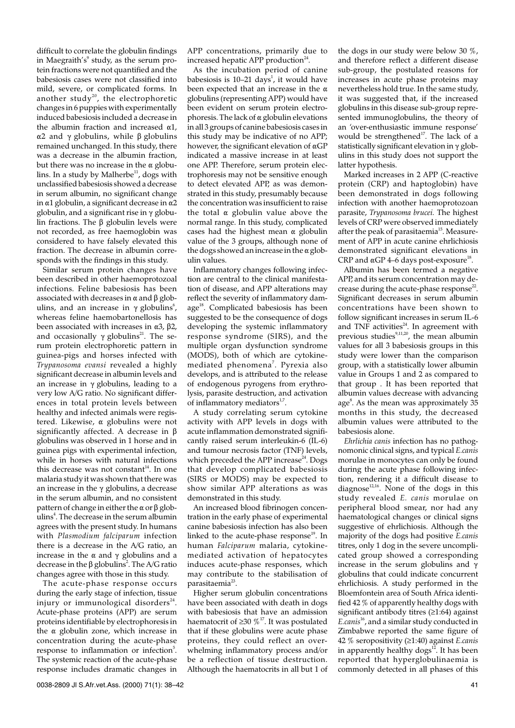difficult to correlate the globulin findings in Maegraith's[9] study, as the serum protein fractions were not quantified and the babesiosis cases were not classified into mild, severe, or complicated forms. In another study[20], the electrophoretic changes in 6 puppies with experimentally induced babesiosis included a decrease in the albumin fraction and increased α1, α2 and γ globulins, while β globulins remained unchanged. In this study, there was a decrease in the albumin fraction, but there was no increase in the α globulins. In a study by Malherbe[11], dogs with unclassified babesiosis showed a decrease in serum albumin, no significant change in α1 globulin, a significant decrease in α2 globulin, and a significant rise in γ globulin fractions. The β globulin levels were not recorded, as free haemoglobin was considered to have falsely elevated this fraction. The decrease in albumin corresponds with the findings in this study.

Similar serum protein changes have been described in other haemoprotozoal infections. Feline babesiosis has been associated with decreases in α and β globulins, and an increase in γ globulins[6], whereas feline haemobartonellosis has been associated with increases in α3, β2, and occasionally γ globulins[21]. The serum protein electrophoretic pattern in guinea-pigs and horses infected with *Trypanosoma evansi* revealed a highly significant decrease in albumin levels and an increase in γ globulins, leading to a very low A/G ratio. No significant differences in total protein levels between healthy and infected animals were registered. Likewise, α globulins were not significantly affected. A decrease in β globulins was observed in 1 horse and in guinea pigs with experimental infection, while in horses with natural infections this decrease was not constant[14]. In one malaria study it was shown that there was an increase in the γ globulins, a decrease in the serum albumin, and no consistent pattern of change in either the α or β globulins[4]. The decrease in the serum albumin agrees with the present study. In humans with *Plasmodium falciparum* infection there is a decrease in the A/G ratio, an increase in the α and γ globulins and a decrease in the β globulins[2]. The A/G ratio changes agree with those in this study.

The acute-phase response occurs during the early stage of infection, tissue injury or immunological disorders[24]. Acute-phase proteins (APP) are serum proteins identifiable by electrophoresis in the α globulin zone, which increase in concentration during the acute-phase response to inflammation or infection[5]. The systemic reaction of the acute-phase response includes dramatic changes in APP concentrations, primarily due to increased hepatic APP production[24].

As the incubation period of canine babesiosis is 10–21 days[1], it would have been expected that an increase in the α globulins (representing APP) would have been evident on serum protein electrophoresis. The lack of α globulin elevations in all 3 groups of canine babesiosis cases in this study may be indicative of no APP; however, the significant elevation of αGP indicated a massive increase in at least one APP. Therefore, serum protein electrophoresis may not be sensitive enough to detect elevated APP, as was demonstrated in this study, presumably because the concentration was insufficient to raise the total α globulin value above the normal range. In this study, complicated cases had the highest mean α globulin value of the 3 groups, although none of the dogs showed an increase in the α globulin values.

Inflammatory changes following infection are central to the clinical manifestation of disease, and APP alterations may reflect the severity of inflammatory damage[18]. Complicated babesiosis has been suggested to be the consequence of dogs developing the systemic inflammatory response syndrome (SIRS), and the multiple organ dysfunction syndrome (MODS), both of which are cytokine-mediated phenomena[7]. Pyrexia also develops, and is attributed to the release of endogenous pyrogens from erythrolysis, parasite destruction, and activation of inflammatory mediators[1,7].

A study correlating serum cytokine activity with APP levels in dogs with acute inflammation demonstrated significantly raised serum interleukin-6 (IL-6) and tumour necrosis factor (TNF) levels, which preceded the APP increase[24]. Dogs that develop complicated babesiosis (SIRS or MODS) may be expected to show similar APP alterations as was demonstrated in this study.

An increased blood fibrinogen concentration in the early phase of experimental canine babesiosis infection has also been linked to the acute-phase response[19]. In human *Falciparum* malaria, cytokine-mediated activation of hepatocytes induces acute-phase responses, which may contribute to the stabilisation of parasitaemia[23].

Higher serum globulin concentrations have been associated with death in dogs with babesiosis that have an admission haematocrit of ≥30 %[17]. It was postulated that if these globulins were acute phase proteins, they could reflect an overwhelming inflammatory process and/or be a reflection of tissue destruction. Although the haematocrits in all but 1 of the dogs in our study were below 30 %, and therefore reflect a different disease sub-group, the postulated reasons for increases in acute phase proteins may nevertheless hold true. In the same study, it was suggested that, if the increased globulins in this disease sub-group represented immunoglobulins, the theory of an 'over-enthusiastic immune response' would be strengthened[17]. The lack of a statistically significant elevation in γ globulins in this study does not support the latter hypothesis.

Marked increases in 2 APP (C-reactive protein (CRP) and haptoglobin) have been demonstrated in dogs following infection with another haemoprotozoan parasite, *Trypanosoma brucei.* The highest levels of CRP were observed immediately after the peak of parasitaemia[15]. Measurement of APP in acute canine ehrlichiosis demonstrated significant elevations in CRP and αGP 4–6 days post-exposure[18].

Albumin has been termed a negative APP, and its serum concentration may decrease during the acute-phase response[22]. Significant decreases in serum albumin concentrations have been shown to follow significant increases in serum IL-6 and TNF activities[24]. In agreement with previous studies[9,11,20], the mean albumin values for all 3 babesiosis groups in this study were lower than the comparison group, with a statistically lower albumin value in Groups 1 and 2 as compared to that group . It has been reported that albumin values decrease with advancing age[8]. As the mean was approximately 35 months in this study, the decreased albumin values were attributed to the babesiosis alone.

*Ehrlichia canis* infection has no pathognomonic clinical signs, and typical *E. canis* morulae in monocytes can only be found during the acute phase following infection, rendering it a difficult disease to diagnose[12,16]. None of the dogs in this study revealed *E. canis* morulae on peripheral blood smear, nor had any haematological changes or clinical signs suggestive of ehrlichiosis. Although the majority of the dogs had positive *E. canis* titres, only 1 dog in the severe uncomplicated group showed a corresponding increase in the serum globulins and γ globulins that could indicate concurrent ehrlichiosis. A study performed in the Bloemfontein area of South Africa identified 42 % of apparently healthy dogs with significant antibody titres (≥1:64) against *E. canis*[16], and a similar study conducted in Zimbabwe reported the same figure of 42 % seropositivity (≥1:40) against *E. canis* in apparently healthy dogs[12]. It has been reported that hyperglobulinaemia is commonly detected in all phases of this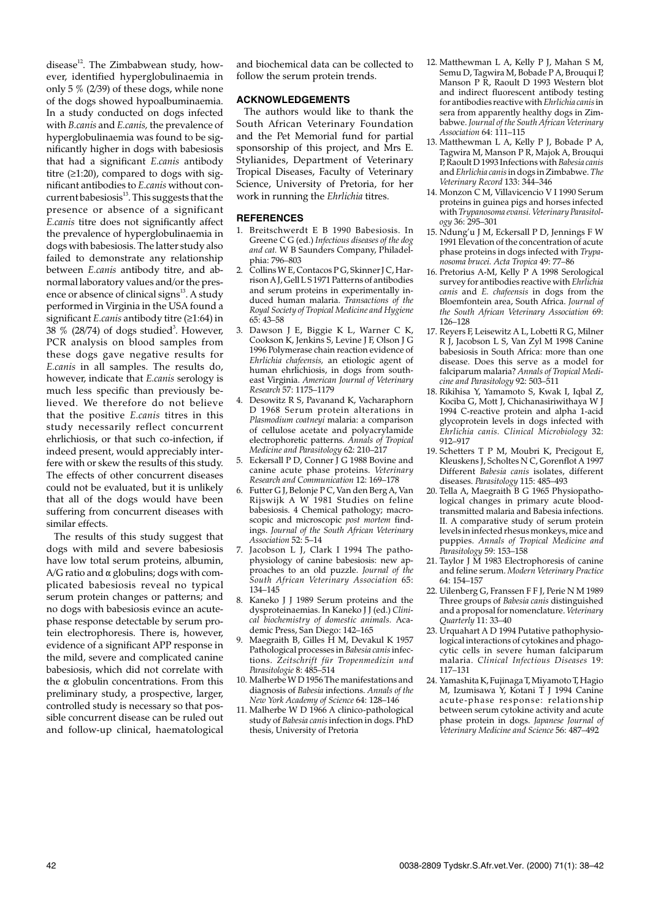disease[12]. The Zimbabwean study, however, identified hyperglobulinaemia in only 5 % (2/39) of these dogs, while none of the dogs showed hypoalbuminaemia. In a study conducted on dogs infected with *B.canis* and *E.canis*, the prevalence of hyperglobulinaemia was found to be significantly higher in dogs with babesiosis that had a significant *E.canis* antibody titre (≥1:20), compared to dogs with significant antibodies to *E.canis* without concurrent babesiosis[13]. This suggests that the presence or absence of a significant *E.canis* titre does not significantly affect the prevalence of hyperglobulinaemia in dogs with babesiosis. The latter study also failed to demonstrate any relationship between *E.canis* antibody titre, and abnormal laboratory values and/or the presence or absence of clinical signs[13]. A study performed in Virginia in the USA found a significant *E.canis* antibody titre (≥1:64) in 38 % (28/74) of dogs studied[3]. However, PCR analysis on blood samples from these dogs gave negative results for *E.canis* in all samples. The results do, however, indicate that *E.canis* serology is much less specific than previously believed. We therefore do not believe that the positive *E.canis* titres in this study necessarily reflect concurrent ehrlichiosis, or that such co-infection, if indeed present, would appreciably interfere with or skew the results of this study. The effects of other concurrent diseases could not be evaluated, but it is unlikely that all of the dogs would have been suffering from concurrent diseases with similar effects.

The results of this study suggest that dogs with mild and severe babesiosis have low total serum proteins, albumin, A/G ratio and α globulins; dogs with complicated babesiosis reveal no typical serum protein changes or patterns; and no dogs with babesiosis evince an acute-phase response detectable by serum protein electrophoresis. There is, however, evidence of a significant APP response in the mild, severe and complicated canine babesiosis, which did not correlate with the α globulin concentrations. From this preliminary study, a prospective, larger, controlled study is necessary so that possible concurrent disease can be ruled out and follow-up clinical, haematological and biochemical data can be collected to follow the serum protein trends.

## ACKNOWLEDGEMENTS

The authors would like to thank the South African Veterinary Foundation and the Pet Memorial fund for partial sponsorship of this project, and Mrs E. Stylianides, Department of Veterinary Tropical Diseases, Faculty of Veterinary Science, University of Pretoria, for her work in running the *Ehrlichia* titres.

## REFERENCES

1. Breitschwerdt E B 1990 Babesiosis. In Greene C G (ed.) *Infectious diseases of the dog and cat.* W B Saunders Company, Philadelphia: 796–803
2. Collins W E, Contacos P G, Skinner J C, Harrison A J, Gell L S 1971 Patterns of antibodies and serum proteins in experimentally induced human malaria. *Transactions of the Royal Society of Tropical Medicine and Hygiene* 65: 43–58
3. Dawson J E, Biggie K L, Warner C K, Cookson K, Jenkins S, Levine J F, Olson J G 1996 Polymerase chain reaction evidence of *Ehrlichia chafeensis*, an etiologic agent of human ehrlichiosis, in dogs from southeast Virginia. *American Journal of Veterinary Research* 57: 1175–1179
4. Desowitz R S, Pavanand K, Vacharaphorn D 1968 Serum protein alterations in *Plasmodium coatneyi* malaria: a comparison of cellulose acetate and polyacrylamide electrophoretic patterns. *Annals of Tropical Medicine and Parasitology* 62: 210–217
5. Eckersall P D, Conner J G 1988 Bovine and canine acute phase proteins. *Veterinary Research and Communication* 12: 169–178
6. Futter G J, Belonje P C, Van den Berg A, Van Rijswijk A W 1981 Studies on feline babesiosis. 4 Chemical pathology; macroscopic and microscopic *post mortem* findings. *Journal of the South African Veterinary Association* 52: 5–14
7. Jacobson L J, Clark I 1994 The pathophysiology of canine babesiosis: new approaches to an old puzzle. *Journal of the South African Veterinary Association* 65: 134–145
8. Kaneko J J 1989 Serum proteins and the dysproteinaemias. In Kaneko J J (ed.) *Clinical biochemistry of domestic animals.* Academic Press, San Diego: 142–165
9. Maegraith B, Gilles H M, Devakul K 1957 Pathological processes in *Babesia canis* infections. *Zeitschrift für Tropenmedizin und Parasitologie* 8: 485–514
10. Malherbe W D 1956 The manifestations and diagnosis of *Babesia* infections. *Annals of the New York Academy of Science* 64: 128–146
11. Malherbe W D 1966 A clinico-pathological study of *Babesia canis* infection in dogs. PhD thesis, University of Pretoria
12. Matthewman L A, Kelly P J, Mahan S M, Semu D, Tagwira M, Bobade P A, Brouqui P, Manson P R, Raoult D 1993 Western blot and indirect fluorescent antibody testing for antibodies reactive with *Ehrlichia canis* in sera from apparently healthy dogs in Zimbabwe. *Journal of the South African Veterinary Association* 64: 111–115
13. Matthewman L A, Kelly P J, Bobade P A, Tagwira M, Manson P R, Majok A, Brouqui P, Raoult D 1993 Infections with *Babesia canis* and *Ehrlichia canis* in dogs in Zimbabwe. *The Veterinary Record* 133: 344–346
14. Monzon C M, Villavicencio V I 1990 Serum proteins in guinea pigs and horses infected with *Trypanosoma evansi*. *Veterinary Parasitology* 36: 295–301
15. Ndung'u J M, Eckersall P D, Jennings F W 1991 Elevation of the concentration of acute phase proteins in dogs infected with *Trypanosoma brucei*. *Acta Tropica* 49: 77–86
16. Pretorius A-M, Kelly P A 1998 Serological survey for antibodies reactive with *Ehrlichia canis* and *E. chafeensis* in dogs from the Bloemfontein area, South Africa. *Journal of the South African Veterinary Association* 69: 126–128
17. Reyers F, Leisewitz A L, Lobetti R G, Milner R J, Jacobson L S, Van Zyl M 1998 Canine babesiosis in South Africa: more than one disease. Does this serve as a model for falciparum malaria? *Annals of Tropical Medicine and Parasitology* 92: 503–511
18. Rikihisa Y, Yamamoto S, Kwak I, Iqbal Z, Kociba G, Mott J, Chichanasiriwithaya W J 1994 C-reactive protein and alpha 1-acid glycoprotein levels in dogs infected with *Ehrlichia canis*. *Clinical Microbiology* 32: 912–917
19. Schetters T P M, Moubri K, Precigout E, Kleuskens J, Scholtes N C, Gorenflot A 1997 Different *Babesia canis* isolates, different diseases. *Parasitology* 115: 485–493
20. Tella A, Maegraith B G 1965 Physiopathological changes in primary acute blood-transmitted malaria and Babesia infections. II. A comparative study of serum protein levels in infected rhesus monkeys, mice and puppies. *Annals of Tropical Medicine and Parasitology* 59: 153–158
21. Taylor J M 1983 Electrophoresis of canine and feline serum. *Modern Veterinary Practice* 64: 154–157
22. Uilenberg G, Franssen F F J, Perie N M 1989 Three groups of *Babesia canis* distinguished and a proposal for nomenclature. *Veterinary Quarterly* 11: 33–40
23. Urquahart A D 1994 Putative pathophysiological interactions of cytokines and phagocytic cells in severe human falciparum malaria. *Clinical Infectious Diseases* 19: 117–131
24. Yamashita K, Fujinaga T, Miyamoto T, Hagio M, Izumisawa Y, Kotani T J 1994 Canine acute-phase response: relationship between serum cytokine activity and acute phase protein in dogs. *Japanese Journal of Veterinary Medicine and Science* 56: 487–492